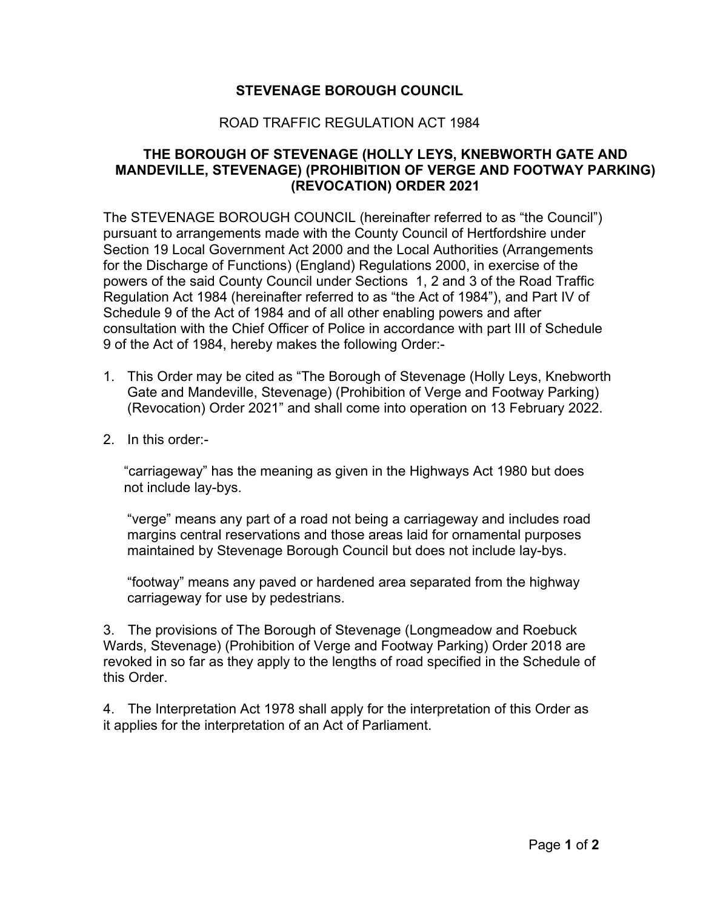# STEVENAGE BOROUGH COUNCIL

ROAD TRAFFIC REGULATION ACT 1984

## THE BOROUGH OF STEVENAGE (HOLLY LEYS, KNEBWORTH GATE AND MANDEVILLE, STEVENAGE) (PROHIBITION OF VERGE AND FOOTWAY PARKING) (REVOCATION) ORDER 2021

The STEVENAGE BOROUGH COUNCIL (hereinafter referred to as "the Council") pursuant to arrangements made with the County Council of Hertfordshire under Section 19 Local Government Act 2000 and the Local Authorities (Arrangements for the Discharge of Functions) (England) Regulations 2000, in exercise of the powers of the said County Council under Sections 1, 2 and 3 of the Road Traffic Regulation Act 1984 (hereinafter referred to as "the Act of 1984"), and Part IV of Schedule 9 of the Act of 1984 and of all other enabling powers and after consultation with the Chief Officer of Police in accordance with part III of Schedule 9 of the Act of 1984, hereby makes the following Order:-

1. This Order may be cited as "The Borough of Stevenage (Holly Leys, Knebworth Gate and Mandeville, Stevenage) (Prohibition of Verge and Footway Parking) (Revocation) Order 2021" and shall come into operation on 13 February 2022.

2. In this order:-

   "carriageway" has the meaning as given in the Highways Act 1980 but does not include lay-bys.

   "verge" means any part of a road not being a carriageway and includes road margins central reservations and those areas laid for ornamental purposes maintained by Stevenage Borough Council but does not include lay-bys.

   "footway" means any paved or hardened area separated from the highway carriageway for use by pedestrians.

3. The provisions of The Borough of Stevenage (Longmeadow and Roebuck Wards, Stevenage) (Prohibition of Verge and Footway Parking) Order 2018 are revoked in so far as they apply to the lengths of road specified in the Schedule of this Order.

4. The Interpretation Act 1978 shall apply for the interpretation of this Order as it applies for the interpretation of an Act of Parliament.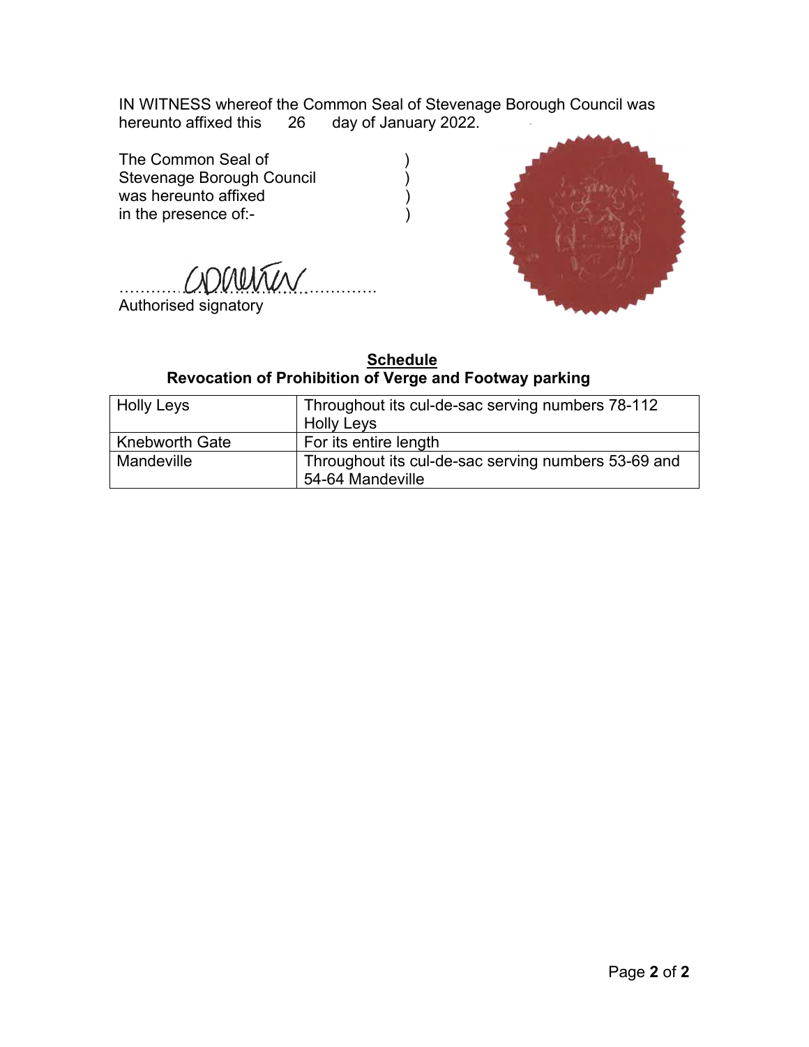IN WITNESS whereof the Common Seal of Stevenage Borough Council was hereunto affixed this 26 day of January 2022.

The Common Seal of )
Stevenage Borough Council )
was hereunto affixed )
in the presence of:- )

……………………………………………
Authorised signatory

**Schedule**

**Revocation of Prohibition of Verge and Footway parking**

| | |
|---|---|
| Holly Leys | Throughout its cul-de-sac serving numbers 78-112 Holly Leys |
| Knebworth Gate | For its entire length |
| Mandeville | Throughout its cul-de-sac serving numbers 53-69 and 54-64 Mandeville |